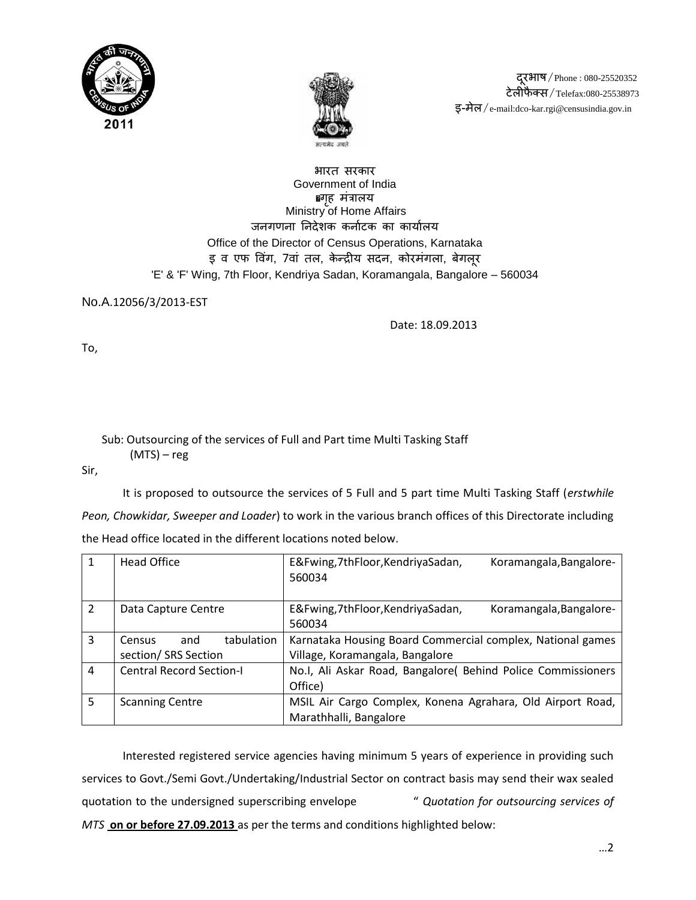दूरभाष / Phone : 080-25520352
टेलीफैक्स / Telefax:080-25538973
इ-मेल / e-mail:dco-kar.rgi@censusindia.gov.in

भारत सरकार
Government of India
गृह मंत्रालय
Ministry of Home Affairs
जनगणना निदेशक कर्नाटक का कार्यालय
Office of the Director of Census Operations, Karnataka
इ व एफ विंग, 7वां तल, केन्द्रीय सदन, कोरमंगला, बेगलूर
'E' & 'F' Wing, 7th Floor, Kendriya Sadan, Koramangala, Bangalore – 560034

No.A.12056/3/2013-EST

Date: 18.09.2013

To,

Sub: Outsourcing of the services of Full and Part time Multi Tasking Staff (MTS) – reg

Sir,

It is proposed to outsource the services of 5 Full and 5 part time Multi Tasking Staff (*erstwhile Peon, Chowkidar, Sweeper and Loader*) to work in the various branch offices of this Directorate including the Head office located in the different locations noted below.

| | | |
|---|---|---|
| 1 | Head Office | E&Fwing,7thFloor,KendriyaSadan, Koramangala,Bangalore-560034 |
| 2 | Data Capture Centre | E&Fwing,7thFloor,KendriyaSadan, Koramangala,Bangalore-560034 |
| 3 | Census and tabulation section/ SRS Section | Karnataka Housing Board Commercial complex, National games Village, Koramangala, Bangalore |
| 4 | Central Record Section-I | No.I, Ali Askar Road, Bangalore( Behind Police Commissioners Office) |
| 5 | Scanning Centre | MSIL Air Cargo Complex, Konena Agrahara, Old Airport Road, Marathhalli, Bangalore |

Interested registered service agencies having minimum 5 years of experience in providing such services to Govt./Semi Govt./Undertaking/Industrial Sector on contract basis may send their wax sealed quotation to the undersigned superscribing envelope " *Quotation for outsourcing services of MTS* **on or before 27.09.2013** as per the terms and conditions highlighted below:

…2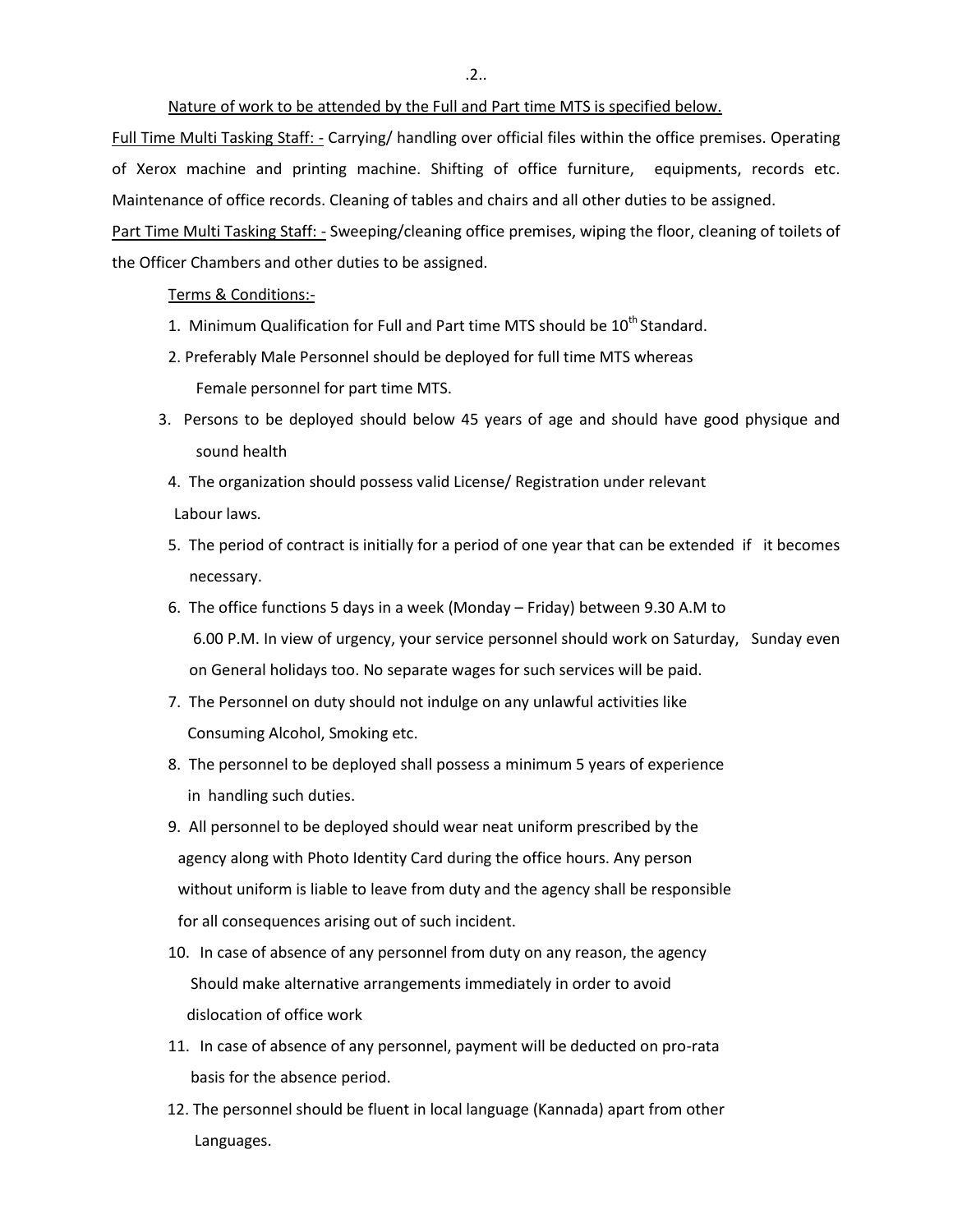Nature of work to be attended by the Full and Part time MTS is specified below.

Full Time Multi Tasking Staff: - Carrying/ handling over official files within the office premises. Operating of Xerox machine and printing machine. Shifting of office furniture, equipments, records etc. Maintenance of office records. Cleaning of tables and chairs and all other duties to be assigned.

Part Time Multi Tasking Staff: - Sweeping/cleaning office premises, wiping the floor, cleaning of toilets of the Officer Chambers and other duties to be assigned.

Terms & Conditions:-

1. Minimum Qualification for Full and Part time MTS should be 10th Standard.
2. Preferably Male Personnel should be deployed for full time MTS whereas Female personnel for part time MTS.
3. Persons to be deployed should below 45 years of age and should have good physique and sound health
4. The organization should possess valid License/ Registration under relevant Labour laws.
5. The period of contract is initially for a period of one year that can be extended if it becomes necessary.
6. The office functions 5 days in a week (Monday – Friday) between 9.30 A.M to 6.00 P.M. In view of urgency, your service personnel should work on Saturday, Sunday even on General holidays too. No separate wages for such services will be paid.
7. The Personnel on duty should not indulge on any unlawful activities like Consuming Alcohol, Smoking etc.
8. The personnel to be deployed shall possess a minimum 5 years of experience in handling such duties.
9. All personnel to be deployed should wear neat uniform prescribed by the agency along with Photo Identity Card during the office hours. Any person without uniform is liable to leave from duty and the agency shall be responsible for all consequences arising out of such incident.
10. In case of absence of any personnel from duty on any reason, the agency Should make alternative arrangements immediately in order to avoid dislocation of office work
11. In case of absence of any personnel, payment will be deducted on pro-rata basis for the absence period.
12. The personnel should be fluent in local language (Kannada) apart from other Languages.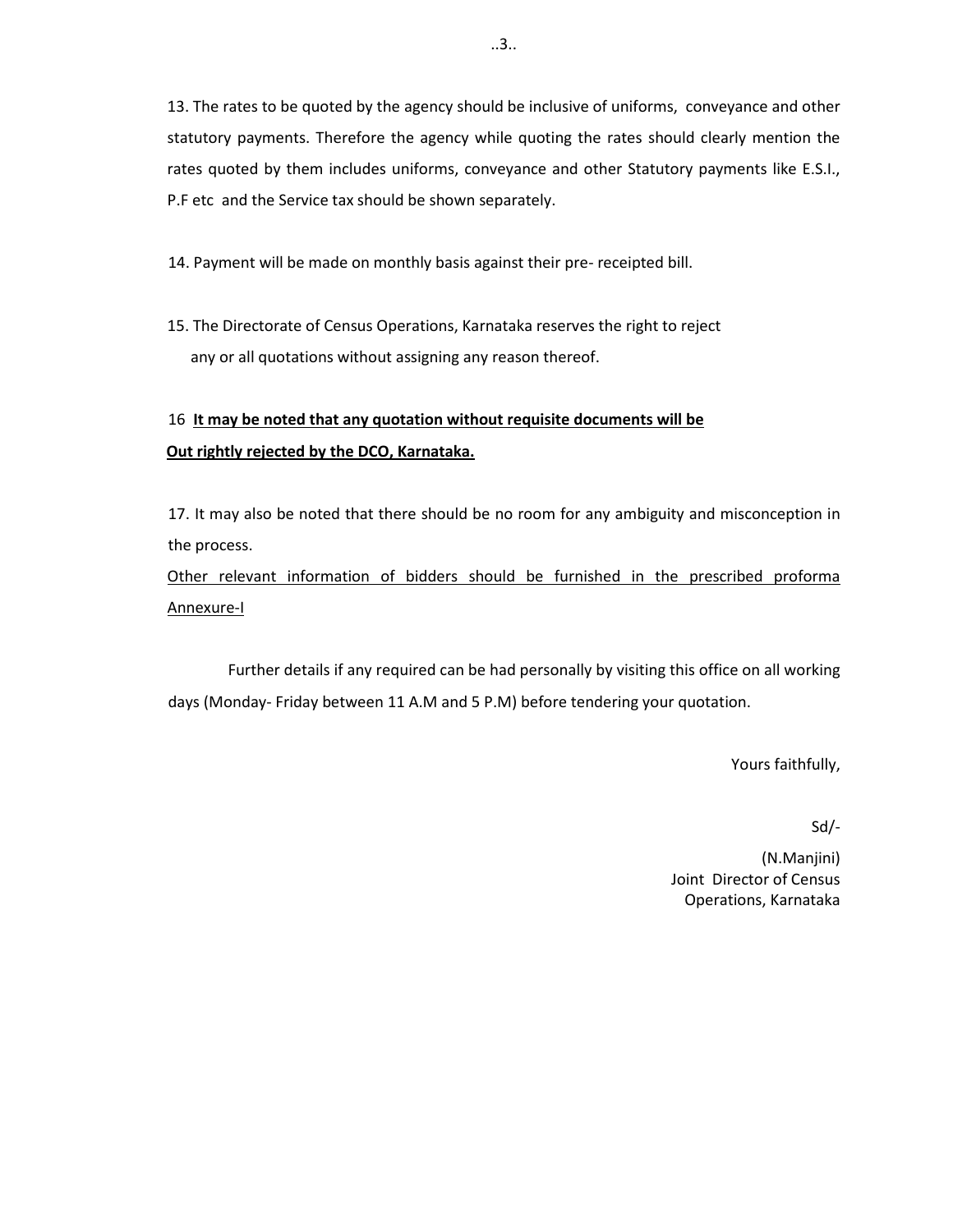13. The rates to be quoted by the agency should be inclusive of uniforms, conveyance and other statutory payments. Therefore the agency while quoting the rates should clearly mention the rates quoted by them includes uniforms, conveyance and other Statutory payments like E.S.I., P.F etc and the Service tax should be shown separately.

14. Payment will be made on monthly basis against their pre- receipted bill.

15. The Directorate of Census Operations, Karnataka reserves the right to reject any or all quotations without assigning any reason thereof.

16 **<u>It may be noted that any quotation without requisite documents will be Out rightly rejected by the DCO, Karnataka.</u>**

17. It may also be noted that there should be no room for any ambiguity and misconception in the process.

<u>Other relevant information of bidders should be furnished in the prescribed proforma Annexure-I</u>

Further details if any required can be had personally by visiting this office on all working days (Monday- Friday between 11 A.M and 5 P.M) before tendering your quotation.

Yours faithfully,

Sd/-

(N.Manjini)
Joint Director of Census
Operations, Karnataka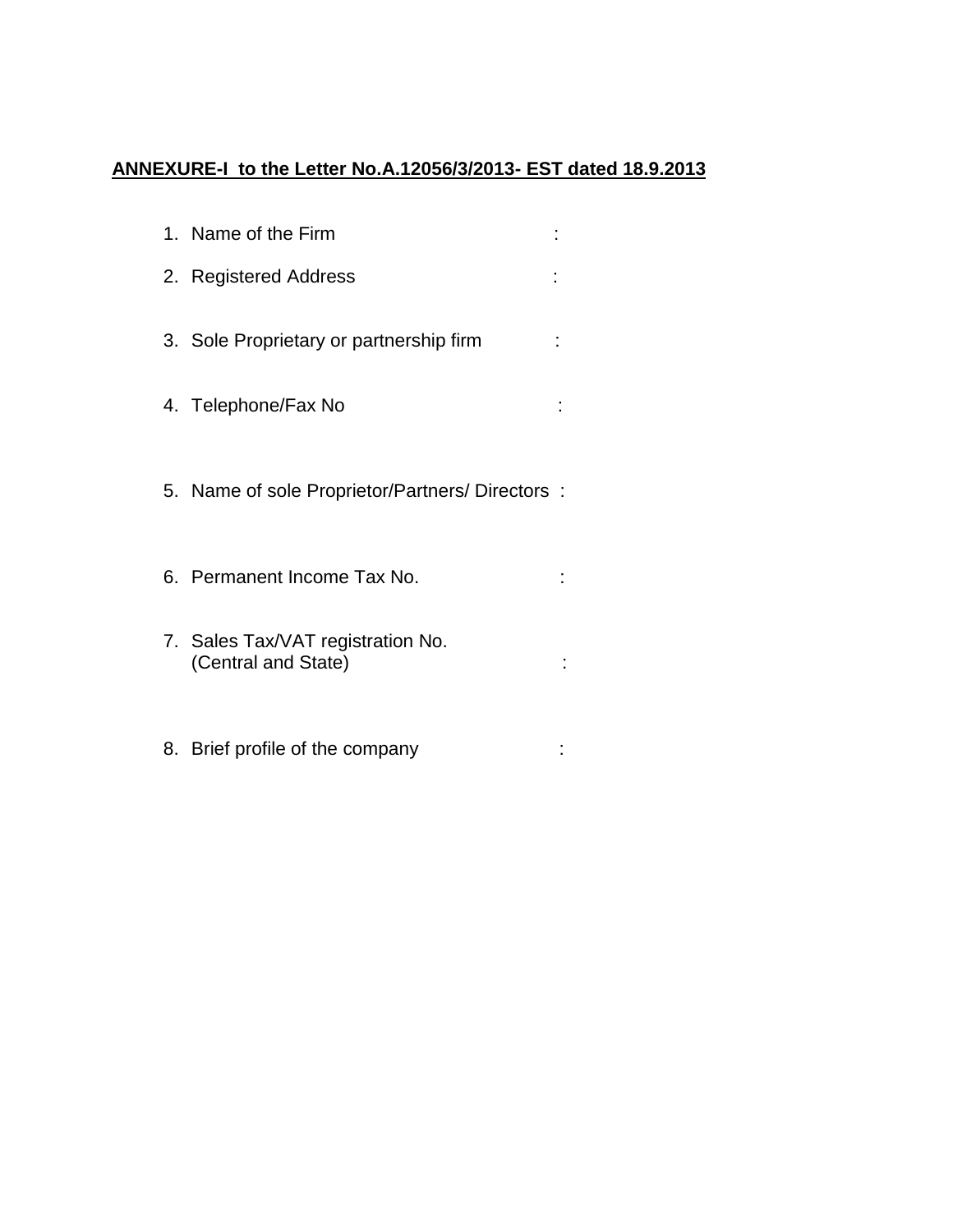**ANNEXURE-I to the Letter No.A.12056/3/2013- EST dated 18.9.2013**

1. Name of the Firm :
2. Registered Address :
3. Sole Proprietary or partnership firm :
4. Telephone/Fax No :
5. Name of sole Proprietor/Partners/ Directors :
6. Permanent Income Tax No. :
7. Sales Tax/VAT registration No. (Central and State) :
8. Brief profile of the company :